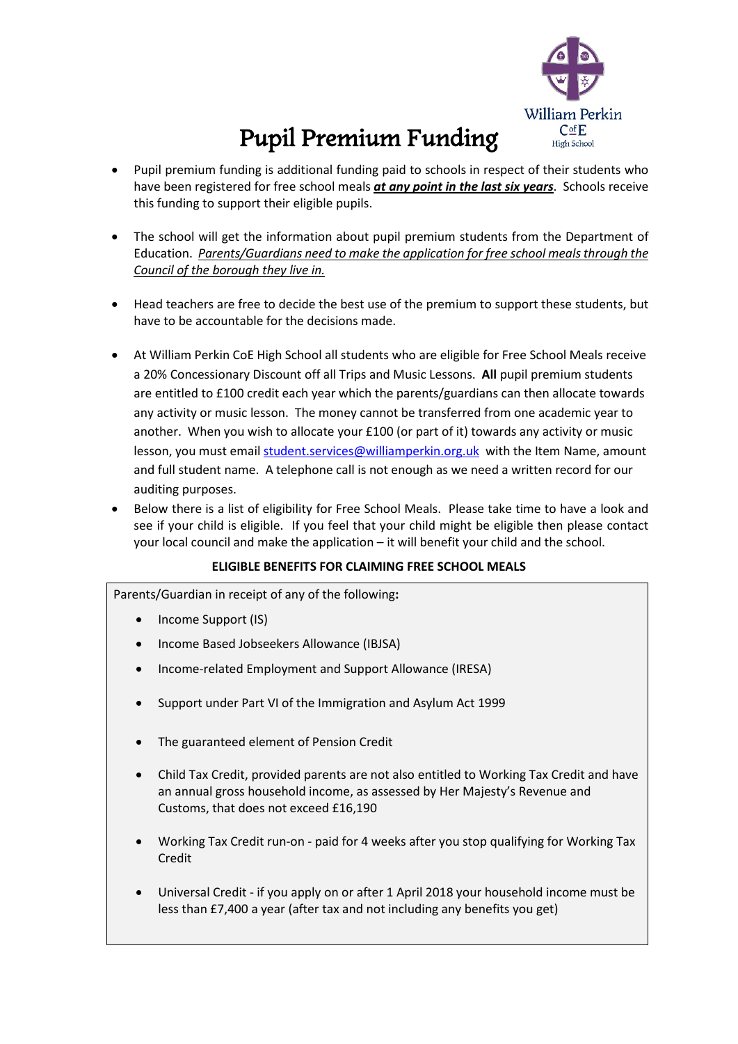# Pupil Premium Funding

William Perkin CofE High School

- Pupil premium funding is additional funding paid to schools in respect of their students who have been registered for free school meals ***at any point in the last six years***. Schools receive this funding to support their eligible pupils.

- The school will get the information about pupil premium students from the Department of Education. *Parents/Guardians need to make the application for free school meals through the Council of the borough they live in.*

- Head teachers are free to decide the best use of the premium to support these students, but have to be accountable for the decisions made.

- At William Perkin CoE High School all students who are eligible for Free School Meals receive a 20% Concessionary Discount off all Trips and Music Lessons. **All** pupil premium students are entitled to £100 credit each year which the parents/guardians can then allocate towards any activity or music lesson. The money cannot be transferred from one academic year to another. When you wish to allocate your £100 (or part of it) towards any activity or music lesson, you must email student.services@williamperkin.org.uk with the Item Name, amount and full student name. A telephone call is not enough as we need a written record for our auditing purposes.
- Below there is a list of eligibility for Free School Meals. Please take time to have a look and see if your child is eligible. If you feel that your child might be eligible then please contact your local council and make the application – it will benefit your child and the school.

**ELIGIBLE BENEFITS FOR CLAIMING FREE SCHOOL MEALS**

Parents/Guardian in receipt of any of the following**:**

- Income Support (IS)
- Income Based Jobseekers Allowance (IBJSA)
- Income-related Employment and Support Allowance (IRESA)
- Support under Part VI of the Immigration and Asylum Act 1999
- The guaranteed element of Pension Credit
- Child Tax Credit, provided parents are not also entitled to Working Tax Credit and have an annual gross household income, as assessed by Her Majesty's Revenue and Customs, that does not exceed £16,190
- Working Tax Credit run-on - paid for 4 weeks after you stop qualifying for Working Tax Credit
- Universal Credit - if you apply on or after 1 April 2018 your household income must be less than £7,400 a year (after tax and not including any benefits you get)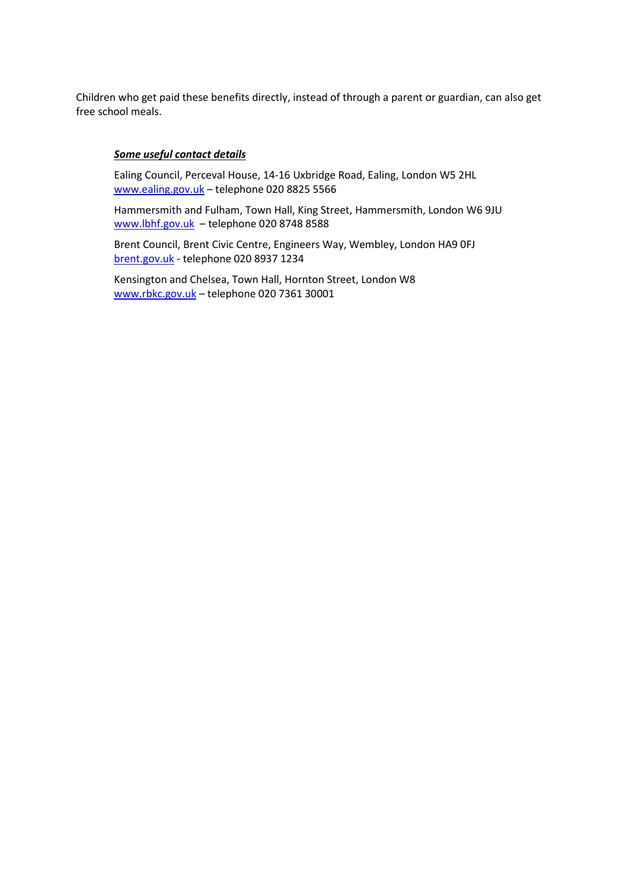Children who get paid these benefits directly, instead of through a parent or guardian, can also get free school meals.

***Some useful contact details***

Ealing Council, Perceval House, 14-16 Uxbridge Road, Ealing, London W5 2HL
www.ealing.gov.uk – telephone 020 8825 5566

Hammersmith and Fulham, Town Hall, King Street, Hammersmith, London W6 9JU
www.lbhf.gov.uk – telephone 020 8748 8588

Brent Council, Brent Civic Centre, Engineers Way, Wembley, London HA9 0FJ
brent.gov.uk - telephone 020 8937 1234

Kensington and Chelsea, Town Hall, Hornton Street, London W8
www.rbkc.gov.uk – telephone 020 7361 30001